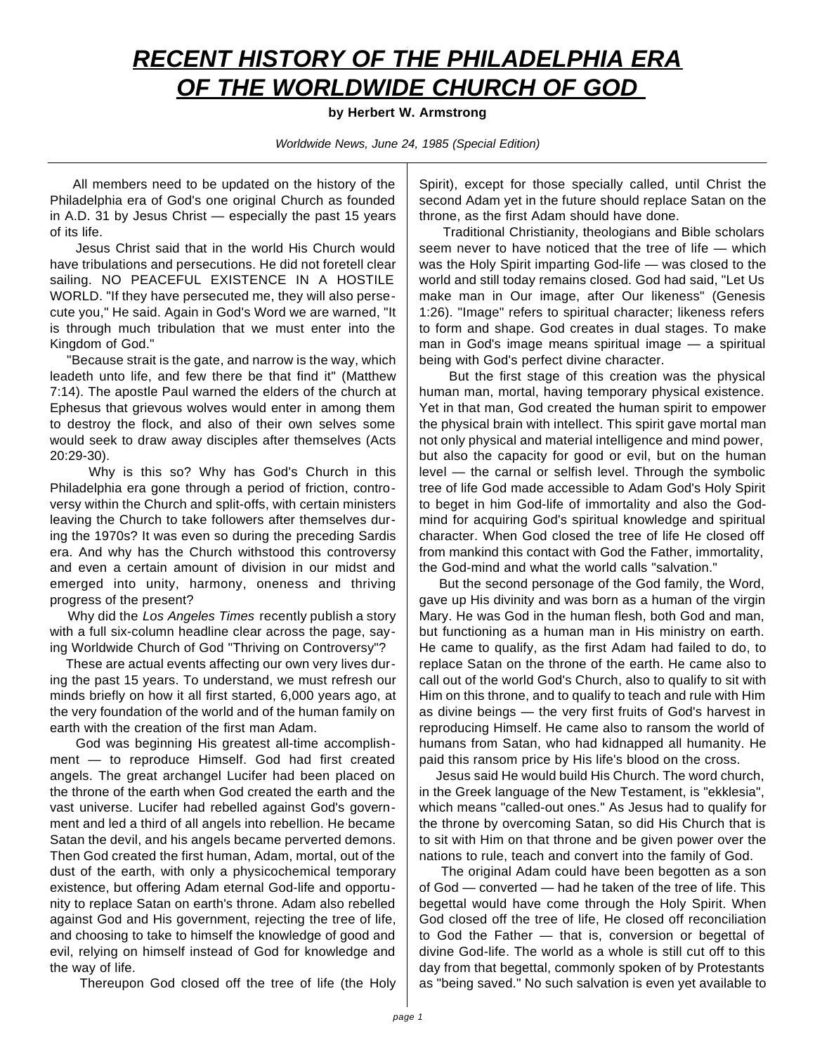# *RECENT HISTORY OF THE PHILADELPHIA ERA OF THE WORLDWIDE CHURCH OF GOD*

**by Herbert W. Armstrong**

*Worldwide News, June 24, 1985 (Special Edition)*

All members need to be updated on the history of the Philadelphia era of God's one original Church as founded in A.D. 31 by Jesus Christ — especially the past 15 years of its life.

Jesus Christ said that in the world His Church would have tribulations and persecutions. He did not foretell clear sailing. NO PEACEFUL EXISTENCE IN A HOSTILE WORLD. "If they have persecuted me, they will also persecute you," He said. Again in God's Word we are warned, "It is through much tribulation that we must enter into the Kingdom of God."

"Because strait is the gate, and narrow is the way, which leadeth unto life, and few there be that find it" (Matthew 7:14). The apostle Paul warned the elders of the church at Ephesus that grievous wolves would enter in among them to destroy the flock, and also of their own selves some would seek to draw away disciples after themselves (Acts 20:29-30).

Why is this so? Why has God's Church in this Philadelphia era gone through a period of friction, controversy within the Church and split-offs, with certain ministers leaving the Church to take followers after themselves during the 1970s? It was even so during the preceding Sardis era. And why has the Church withstood this controversy and even a certain amount of division in our midst and emerged into unity, harmony, oneness and thriving progress of the present?

Why did the *Los Angeles Times* recently publish a story with a full six-column headline clear across the page, saying Worldwide Church of God "Thriving on Controversy"?

These are actual events affecting our own very lives during the past 15 years. To understand, we must refresh our minds briefly on how it all first started, 6,000 years ago, at the very foundation of the world and of the human family on earth with the creation of the first man Adam.

God was beginning His greatest all-time accomplishment — to reproduce Himself. God had first created angels. The great archangel Lucifer had been placed on the throne of the earth when God created the earth and the vast universe. Lucifer had rebelled against God's government and led a third of all angels into rebellion. He became Satan the devil, and his angels became perverted demons. Then God created the first human, Adam, mortal, out of the dust of the earth, with only a physicochemical temporary existence, but offering Adam eternal God-life and opportunity to replace Satan on earth's throne. Adam also rebelled against God and His government, rejecting the tree of life, and choosing to take to himself the knowledge of good and evil, relying on himself instead of God for knowledge and the way of life.

Thereupon God closed off the tree of life (the Holy Spirit), except for those specially called, until Christ the second Adam yet in the future should replace Satan on the throne, as the first Adam should have done.

Traditional Christianity, theologians and Bible scholars seem never to have noticed that the tree of life — which was the Holy Spirit imparting God-life — was closed to the world and still today remains closed. God had said, "Let Us make man in Our image, after Our likeness" (Genesis 1:26). "Image" refers to spiritual character; likeness refers to form and shape. God creates in dual stages. To make man in God's image means spiritual image — a spiritual being with God's perfect divine character.

But the first stage of this creation was the physical human man, mortal, having temporary physical existence. Yet in that man, God created the human spirit to empower the physical brain with intellect. This spirit gave mortal man not only physical and material intelligence and mind power, but also the capacity for good or evil, but on the human level — the carnal or selfish level. Through the symbolic tree of life God made accessible to Adam God's Holy Spirit to beget in him God-life of immortality and also the God-mind for acquiring God's spiritual knowledge and spiritual character. When God closed the tree of life He closed off from mankind this contact with God the Father, immortality, the God-mind and what the world calls "salvation."

But the second personage of the God family, the Word, gave up His divinity and was born as a human of the virgin Mary. He was God in the human flesh, both God and man, but functioning as a human man in His ministry on earth. He came to qualify, as the first Adam had failed to do, to replace Satan on the throne of the earth. He came also to call out of the world God's Church, also to qualify to sit with Him on this throne, and to qualify to teach and rule with Him as divine beings — the very first fruits of God's harvest in reproducing Himself. He came also to ransom the world of humans from Satan, who had kidnapped all humanity. He paid this ransom price by His life's blood on the cross.

Jesus said He would build His Church. The word church, in the Greek language of the New Testament, is "ekklesia", which means "called-out ones." As Jesus had to qualify for the throne by overcoming Satan, so did His Church that is to sit with Him on that throne and be given power over the nations to rule, teach and convert into the family of God.

The original Adam could have been begotten as a son of God — converted — had he taken of the tree of life. This begettal would have come through the Holy Spirit. When God closed off the tree of life, He closed off reconciliation to God the Father — that is, conversion or begettal of divine God-life. The world as a whole is still cut off to this day from that begettal, commonly spoken of by Protestants as "being saved." No such salvation is even yet available to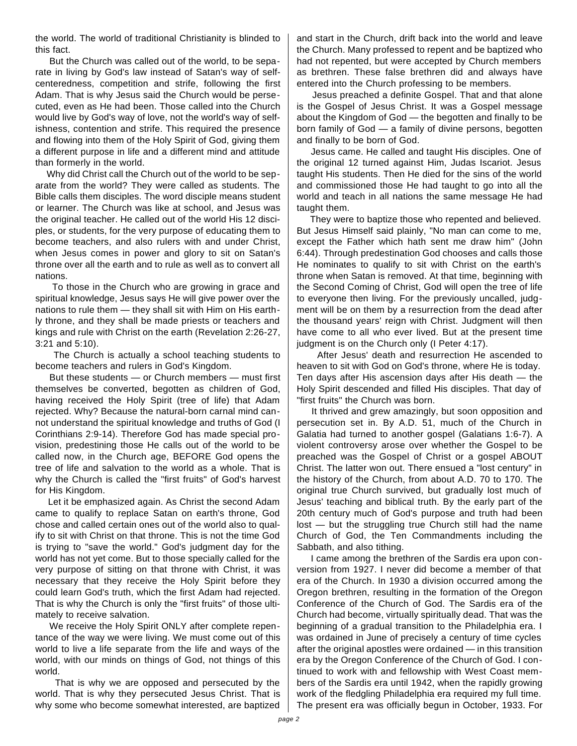the world. The world of traditional Christianity is blinded to this fact.

But the Church was called out of the world, to be separate in living by God's law instead of Satan's way of self-centeredness, competition and strife, following the first Adam. That is why Jesus said the Church would be persecuted, even as He had been. Those called into the Church would live by God's way of love, not the world's way of selfishness, contention and strife. This required the presence and flowing into them of the Holy Spirit of God, giving them a different purpose in life and a different mind and attitude than formerly in the world.

Why did Christ call the Church out of the world to be separate from the world? They were called as students. The Bible calls them disciples. The word disciple means student or learner. The Church was like at school, and Jesus was the original teacher. He called out of the world His 12 disciples, or students, for the very purpose of educating them to become teachers, and also rulers with and under Christ, when Jesus comes in power and glory to sit on Satan's throne over all the earth and to rule as well as to convert all nations.

To those in the Church who are growing in grace and spiritual knowledge, Jesus says He will give power over the nations to rule them — they shall sit with Him on His earthly throne, and they shall be made priests or teachers and kings and rule with Christ on the earth (Revelation 2:26-27, 3:21 and 5:10).

The Church is actually a school teaching students to become teachers and rulers in God's Kingdom.

But these students — or Church members — must first themselves be converted, begotten as children of God, having received the Holy Spirit (tree of life) that Adam rejected. Why? Because the natural-born carnal mind cannot understand the spiritual knowledge and truths of God (I Corinthians 2:9-14). Therefore God has made special provision, predestining those He calls out of the world to be called now, in the Church age, BEFORE God opens the tree of life and salvation to the world as a whole. That is why the Church is called the "first fruits" of God's harvest for His Kingdom.

Let it be emphasized again. As Christ the second Adam came to qualify to replace Satan on earth's throne, God chose and called certain ones out of the world also to qualify to sit with Christ on that throne. This is not the time God is trying to "save the world." God's judgment day for the world has not yet come. But to those specially called for the very purpose of sitting on that throne with Christ, it was necessary that they receive the Holy Spirit before they could learn God's truth, which the first Adam had rejected. That is why the Church is only the "first fruits" of those ultimately to receive salvation.

We receive the Holy Spirit ONLY after complete repentance of the way we were living. We must come out of this world to live a life separate from the life and ways of the world, with our minds on things of God, not things of this world.

That is why we are opposed and persecuted by the world. That is why they persecuted Jesus Christ. That is why some who become somewhat interested, are baptized and start in the Church, drift back into the world and leave the Church. Many professed to repent and be baptized who had not repented, but were accepted by Church members as brethren. These false brethren did and always have entered into the Church professing to be members.

Jesus preached a definite Gospel. That and that alone is the Gospel of Jesus Christ. It was a Gospel message about the Kingdom of God — the begotten and finally to be born family of God — a family of divine persons, begotten and finally to be born of God.

Jesus came. He called and taught His disciples. One of the original 12 turned against Him, Judas Iscariot. Jesus taught His students. Then He died for the sins of the world and commissioned those He had taught to go into all the world and teach in all nations the same message He had taught them.

They were to baptize those who repented and believed. But Jesus Himself said plainly, "No man can come to me, except the Father which hath sent me draw him" (John 6:44). Through predestination God chooses and calls those He nominates to qualify to sit with Christ on the earth's throne when Satan is removed. At that time, beginning with the Second Coming of Christ, God will open the tree of life to everyone then living. For the previously uncalled, judgment will be on them by a resurrection from the dead after the thousand years' reign with Christ. Judgment will then have come to all who ever lived. But at the present time judgment is on the Church only (I Peter 4:17).

After Jesus' death and resurrection He ascended to heaven to sit with God on God's throne, where He is today. Ten days after His ascension days after His death — the Holy Spirit descended and filled His disciples. That day of "first fruits" the Church was born.

It thrived and grew amazingly, but soon opposition and persecution set in. By A.D. 51, much of the Church in Galatia had turned to another gospel (Galatians 1:6-7). A violent controversy arose over whether the Gospel to be preached was the Gospel of Christ or a gospel ABOUT Christ. The latter won out. There ensued a "lost century" in the history of the Church, from about A.D. 70 to 170. The original true Church survived, but gradually lost much of Jesus' teaching and biblical truth. By the early part of the 20th century much of God's purpose and truth had been lost — but the struggling true Church still had the name Church of God, the Ten Commandments including the Sabbath, and also tithing.

I came among the brethren of the Sardis era upon conversion from 1927. I never did become a member of that era of the Church. In 1930 a division occurred among the Oregon brethren, resulting in the formation of the Oregon Conference of the Church of God. The Sardis era of the Church had become, virtually spiritually dead. That was the beginning of a gradual transition to the Philadelphia era. I was ordained in June of precisely a century of time cycles after the original apostles were ordained — in this transition era by the Oregon Conference of the Church of God. I continued to work with and fellowship with West Coast members of the Sardis era until 1942, when the rapidly growing work of the fledgling Philadelphia era required my full time. The present era was officially begun in October, 1933. For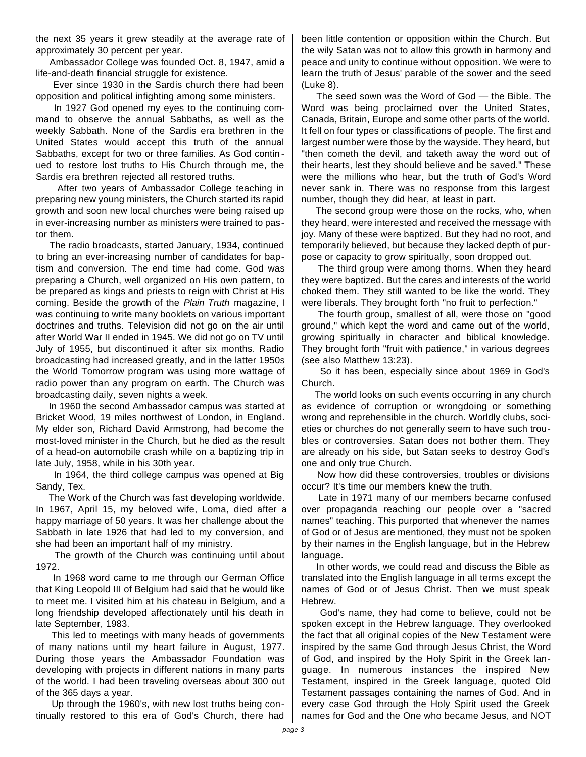the next 35 years it grew steadily at the average rate of approximately 30 percent per year.

Ambassador College was founded Oct. 8, 1947, amid a life-and-death financial struggle for existence.

Ever since 1930 in the Sardis church there had been opposition and political infighting among some ministers.

In 1927 God opened my eyes to the continuing command to observe the annual Sabbaths, as well as the weekly Sabbath. None of the Sardis era brethren in the United States would accept this truth of the annual Sabbaths, except for two or three families. As God continued to restore lost truths to His Church through me, the Sardis era brethren rejected all restored truths.

After two years of Ambassador College teaching in preparing new young ministers, the Church started its rapid growth and soon new local churches were being raised up in ever-increasing number as ministers were trained to pastor them.

The radio broadcasts, started January, 1934, continued to bring an ever-increasing number of candidates for baptism and conversion. The end time had come. God was preparing a Church, well organized on His own pattern, to be prepared as kings and priests to reign with Christ at His coming. Beside the growth of the *Plain Truth* magazine, I was continuing to write many booklets on various important doctrines and truths. Television did not go on the air until after World War II ended in 1945. We did not go on TV until July of 1955, but discontinued it after six months. Radio broadcasting had increased greatly, and in the latter 1950s the World Tomorrow program was using more wattage of radio power than any program on earth. The Church was broadcasting daily, seven nights a week.

In 1960 the second Ambassador campus was started at Bricket Wood, 19 miles northwest of London, in England. My elder son, Richard David Armstrong, had become the most-loved minister in the Church, but he died as the result of a head-on automobile crash while on a baptizing trip in late July, 1958, while in his 30th year.

In 1964, the third college campus was opened at Big Sandy, Tex.

The Work of the Church was fast developing worldwide. In 1967, April 15, my beloved wife, Loma, died after a happy marriage of 50 years. It was her challenge about the Sabbath in late 1926 that had led to my conversion, and she had been an important half of my ministry.

The growth of the Church was continuing until about 1972.

In 1968 word came to me through our German Office that King Leopold III of Belgium had said that he would like to meet me. I visited him at his chateau in Belgium, and a long friendship developed affectionately until his death in late September, 1983.

This led to meetings with many heads of governments of many nations until my heart failure in August, 1977. During those years the Ambassador Foundation was developing with projects in different nations in many parts of the world. I had been traveling overseas about 300 out of the 365 days a year.

Up through the 1960's, with new lost truths being continually restored to this era of God's Church, there had been little contention or opposition within the Church. But the wily Satan was not to allow this growth in harmony and peace and unity to continue without opposition. We were to learn the truth of Jesus' parable of the sower and the seed (Luke 8).

The seed sown was the Word of God — the Bible. The Word was being proclaimed over the United States, Canada, Britain, Europe and some other parts of the world. It fell on four types or classifications of people. The first and largest number were those by the wayside. They heard, but "then cometh the devil, and taketh away the word out of their hearts, lest they should believe and be saved." These were the millions who hear, but the truth of God's Word never sank in. There was no response from this largest number, though they did hear, at least in part.

The second group were those on the rocks, who, when they heard, were interested and received the message with joy. Many of these were baptized. But they had no root, and temporarily believed, but because they lacked depth of purpose or capacity to grow spiritually, soon dropped out.

The third group were among thorns. When they heard they were baptized. But the cares and interests of the world choked them. They still wanted to be like the world. They were liberals. They brought forth "no fruit to perfection."

The fourth group, smallest of all, were those on "good ground," which kept the word and came out of the world, growing spiritually in character and biblical knowledge. They brought forth "fruit with patience," in various degrees (see also Matthew 13:23).

So it has been, especially since about 1969 in God's Church.

The world looks on such events occurring in any church as evidence of corruption or wrongdoing or something wrong and reprehensible in the church. Worldly clubs, societies or churches do not generally seem to have such troubles or controversies. Satan does not bother them. They are already on his side, but Satan seeks to destroy God's one and only true Church.

Now how did these controversies, troubles or divisions occur? It's time our members knew the truth.

Late in 1971 many of our members became confused over propaganda reaching our people over a "sacred names" teaching. This purported that whenever the names of God or of Jesus are mentioned, they must not be spoken by their names in the English language, but in the Hebrew language.

In other words, we could read and discuss the Bible as translated into the English language in all terms except the names of God or of Jesus Christ. Then we must speak Hebrew.

God's name, they had come to believe, could not be spoken except in the Hebrew language. They overlooked the fact that all original copies of the New Testament were inspired by the same God through Jesus Christ, the Word of God, and inspired by the Holy Spirit in the Greek language. In numerous instances the inspired New Testament, inspired in the Greek language, quoted Old Testament passages containing the names of God. And in every case God through the Holy Spirit used the Greek names for God and the One who became Jesus, and NOT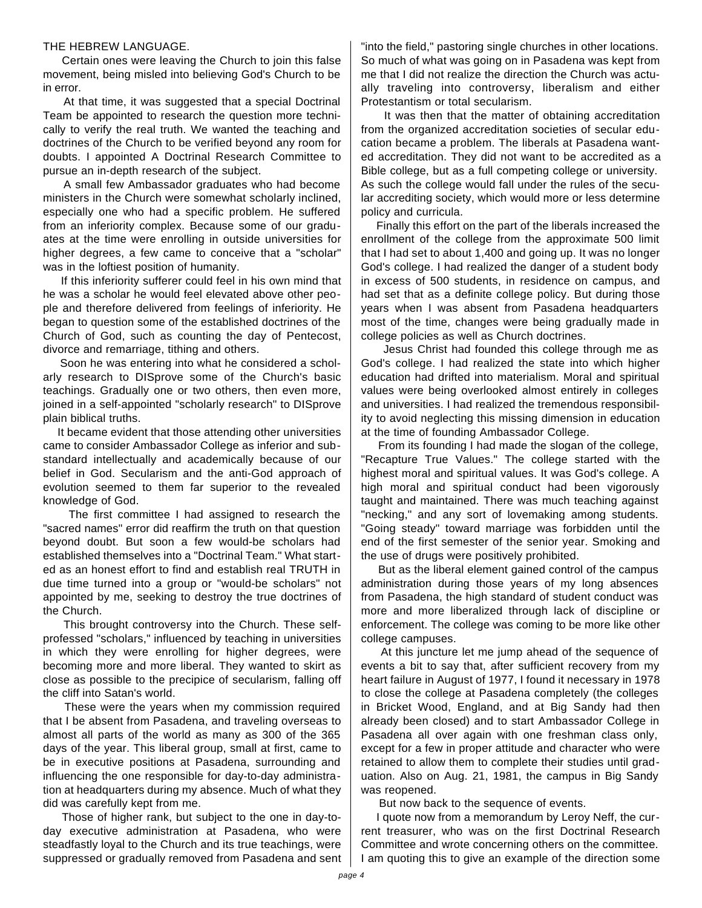THE HEBREW LANGUAGE.

Certain ones were leaving the Church to join this false movement, being misled into believing God's Church to be in error.

At that time, it was suggested that a special Doctrinal Team be appointed to research the question more technically to verify the real truth. We wanted the teaching and doctrines of the Church to be verified beyond any room for doubts. I appointed A Doctrinal Research Committee to pursue an in-depth research of the subject.

A small few Ambassador graduates who had become ministers in the Church were somewhat scholarly inclined, especially one who had a specific problem. He suffered from an inferiority complex. Because some of our graduates at the time were enrolling in outside universities for higher degrees, a few came to conceive that a "scholar" was in the loftiest position of humanity.

If this inferiority sufferer could feel in his own mind that he was a scholar he would feel elevated above other people and therefore delivered from feelings of inferiority. He began to question some of the established doctrines of the Church of God, such as counting the day of Pentecost, divorce and remarriage, tithing and others.

Soon he was entering into what he considered a scholarly research to DISprove some of the Church's basic teachings. Gradually one or two others, then even more, joined in a self-appointed "scholarly research" to DISprove plain biblical truths.

It became evident that those attending other universities came to consider Ambassador College as inferior and substandard intellectually and academically because of our belief in God. Secularism and the anti-God approach of evolution seemed to them far superior to the revealed knowledge of God.

The first committee I had assigned to research the "sacred names" error did reaffirm the truth on that question beyond doubt. But soon a few would-be scholars had established themselves into a "Doctrinal Team." What started as an honest effort to find and establish real TRUTH in due time turned into a group or "would-be scholars" not appointed by me, seeking to destroy the true doctrines of the Church.

This brought controversy into the Church. These self-professed "scholars," influenced by teaching in universities in which they were enrolling for higher degrees, were becoming more and more liberal. They wanted to skirt as close as possible to the precipice of secularism, falling off the cliff into Satan's world.

These were the years when my commission required that I be absent from Pasadena, and traveling overseas to almost all parts of the world as many as 300 of the 365 days of the year. This liberal group, small at first, came to be in executive positions at Pasadena, surrounding and influencing the one responsible for day-to-day administration at headquarters during my absence. Much of what they did was carefully kept from me.

Those of higher rank, but subject to the one in day-to-day executive administration at Pasadena, who were steadfastly loyal to the Church and its true teachings, were suppressed or gradually removed from Pasadena and sent "into the field," pastoring single churches in other locations. So much of what was going on in Pasadena was kept from me that I did not realize the direction the Church was actually traveling into controversy, liberalism and either Protestantism or total secularism.

It was then that the matter of obtaining accreditation from the organized accreditation societies of secular education became a problem. The liberals at Pasadena wanted accreditation. They did not want to be accredited as a Bible college, but as a full competing college or university. As such the college would fall under the rules of the secular accrediting society, which would more or less determine policy and curricula.

Finally this effort on the part of the liberals increased the enrollment of the college from the approximate 500 limit that I had set to about 1,400 and going up. It was no longer God's college. I had realized the danger of a student body in excess of 500 students, in residence on campus, and had set that as a definite college policy. But during those years when I was absent from Pasadena headquarters most of the time, changes were being gradually made in college policies as well as Church doctrines.

Jesus Christ had founded this college through me as God's college. I had realized the state into which higher education had drifted into materialism. Moral and spiritual values were being overlooked almost entirely in colleges and universities. I had realized the tremendous responsibility to avoid neglecting this missing dimension in education at the time of founding Ambassador College.

From its founding I had made the slogan of the college, "Recapture True Values." The college started with the highest moral and spiritual values. It was God's college. A high moral and spiritual conduct had been vigorously taught and maintained. There was much teaching against "necking," and any sort of lovemaking among students. "Going steady" toward marriage was forbidden until the end of the first semester of the senior year. Smoking and the use of drugs were positively prohibited.

But as the liberal element gained control of the campus administration during those years of my long absences from Pasadena, the high standard of student conduct was more and more liberalized through lack of discipline or enforcement. The college was coming to be more like other college campuses.

At this juncture let me jump ahead of the sequence of events a bit to say that, after sufficient recovery from my heart failure in August of 1977, I found it necessary in 1978 to close the college at Pasadena completely (the colleges in Bricket Wood, England, and at Big Sandy had then already been closed) and to start Ambassador College in Pasadena all over again with one freshman class only, except for a few in proper attitude and character who were retained to allow them to complete their studies until graduation. Also on Aug. 21, 1981, the campus in Big Sandy was reopened.

But now back to the sequence of events.

I quote now from a memorandum by Leroy Neff, the current treasurer, who was on the first Doctrinal Research Committee and wrote concerning others on the committee. I am quoting this to give an example of the direction some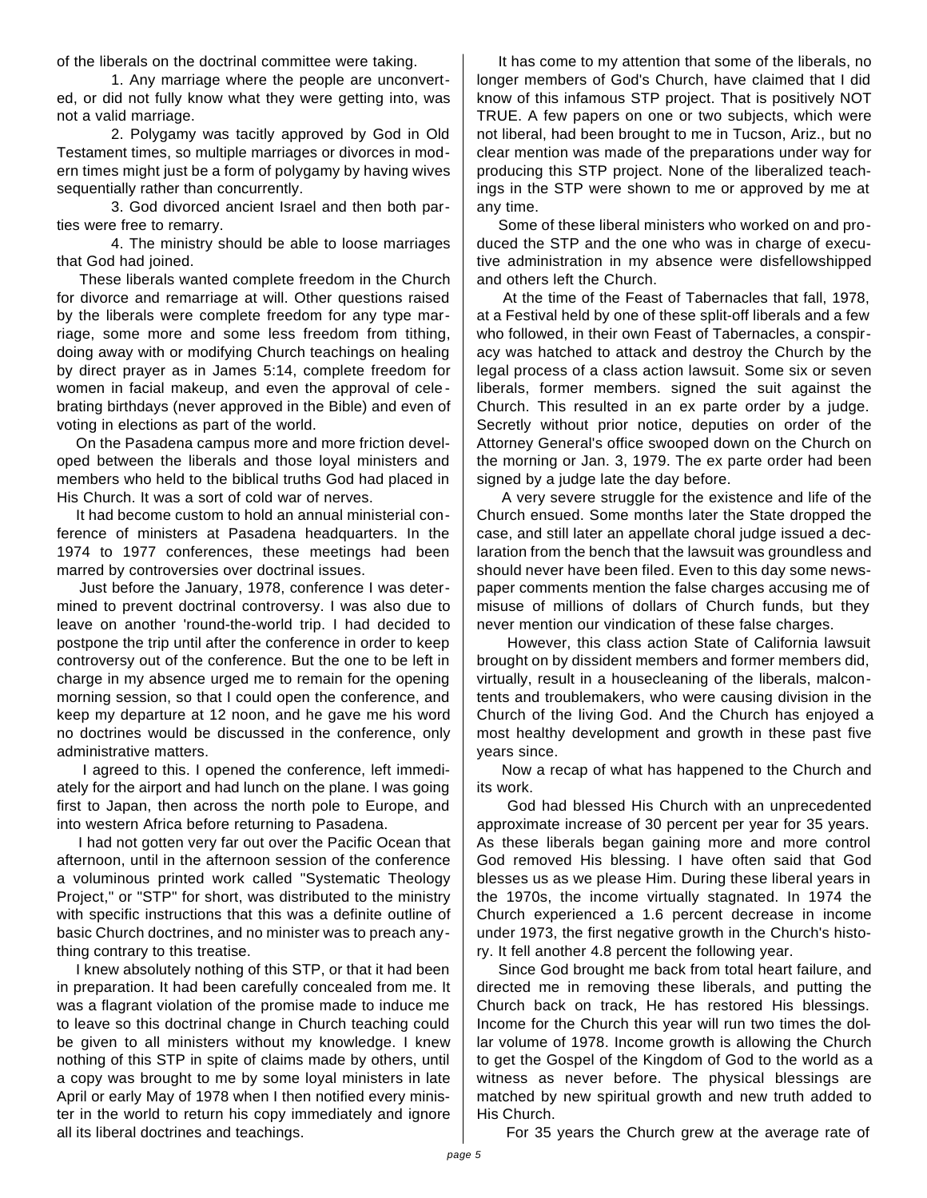of the liberals on the doctrinal committee were taking.

1. Any marriage where the people are unconverted, or did not fully know what they were getting into, was not a valid marriage.

2. Polygamy was tacitly approved by God in Old Testament times, so multiple marriages or divorces in modern times might just be a form of polygamy by having wives sequentially rather than concurrently.

3. God divorced ancient Israel and then both parties were free to remarry.

4. The ministry should be able to loose marriages that God had joined.

These liberals wanted complete freedom in the Church for divorce and remarriage at will. Other questions raised by the liberals were complete freedom for any type marriage, some more and some less freedom from tithing, doing away with or modifying Church teachings on healing by direct prayer as in James 5:14, complete freedom for women in facial makeup, and even the approval of celebrating birthdays (never approved in the Bible) and even of voting in elections as part of the world.

On the Pasadena campus more and more friction developed between the liberals and those loyal ministers and members who held to the biblical truths God had placed in His Church. It was a sort of cold war of nerves.

It had become custom to hold an annual ministerial conference of ministers at Pasadena headquarters. In the 1974 to 1977 conferences, these meetings had been marred by controversies over doctrinal issues.

Just before the January, 1978, conference I was determined to prevent doctrinal controversy. I was also due to leave on another 'round-the-world trip. I had decided to postpone the trip until after the conference in order to keep controversy out of the conference. But the one to be left in charge in my absence urged me to remain for the opening morning session, so that I could open the conference, and keep my departure at 12 noon, and he gave me his word no doctrines would be discussed in the conference, only administrative matters.

I agreed to this. I opened the conference, left immediately for the airport and had lunch on the plane. I was going first to Japan, then across the north pole to Europe, and into western Africa before returning to Pasadena.

I had not gotten very far out over the Pacific Ocean that afternoon, until in the afternoon session of the conference a voluminous printed work called "Systematic Theology Project," or "STP" for short, was distributed to the ministry with specific instructions that this was a definite outline of basic Church doctrines, and no minister was to preach anything contrary to this treatise.

I knew absolutely nothing of this STP, or that it had been in preparation. It had been carefully concealed from me. It was a flagrant violation of the promise made to induce me to leave so this doctrinal change in Church teaching could be given to all ministers without my knowledge. I knew nothing of this STP in spite of claims made by others, until a copy was brought to me by some loyal ministers in late April or early May of 1978 when I then notified every minister in the world to return his copy immediately and ignore all its liberal doctrines and teachings.

It has come to my attention that some of the liberals, no longer members of God's Church, have claimed that I did know of this infamous STP project. That is positively NOT TRUE. A few papers on one or two subjects, which were not liberal, had been brought to me in Tucson, Ariz., but no clear mention was made of the preparations under way for producing this STP project. None of the liberalized teachings in the STP were shown to me or approved by me at any time.

Some of these liberal ministers who worked on and produced the STP and the one who was in charge of executive administration in my absence were disfellowshipped and others left the Church.

At the time of the Feast of Tabernacles that fall, 1978, at a Festival held by one of these split-off liberals and a few who followed, in their own Feast of Tabernacles, a conspiracy was hatched to attack and destroy the Church by the legal process of a class action lawsuit. Some six or seven liberals, former members. signed the suit against the Church. This resulted in an ex parte order by a judge. Secretly without prior notice, deputies on order of the Attorney General's office swooped down on the Church on the morning or Jan. 3, 1979. The ex parte order had been signed by a judge late the day before.

A very severe struggle for the existence and life of the Church ensued. Some months later the State dropped the case, and still later an appellate choral judge issued a declaration from the bench that the lawsuit was groundless and should never have been filed. Even to this day some newspaper comments mention the false charges accusing me of misuse of millions of dollars of Church funds, but they never mention our vindication of these false charges.

However, this class action State of California lawsuit brought on by dissident members and former members did, virtually, result in a housecleaning of the liberals, malcontents and troublemakers, who were causing division in the Church of the living God. And the Church has enjoyed a most healthy development and growth in these past five years since.

Now a recap of what has happened to the Church and its work.

God had blessed His Church with an unprecedented approximate increase of 30 percent per year for 35 years. As these liberals began gaining more and more control God removed His blessing. I have often said that God blesses us as we please Him. During these liberal years in the 1970s, the income virtually stagnated. In 1974 the Church experienced a 1.6 percent decrease in income under 1973, the first negative growth in the Church's history. It fell another 4.8 percent the following year.

Since God brought me back from total heart failure, and directed me in removing these liberals, and putting the Church back on track, He has restored His blessings. Income for the Church this year will run two times the dollar volume of 1978. Income growth is allowing the Church to get the Gospel of the Kingdom of God to the world as a witness as never before. The physical blessings are matched by new spiritual growth and new truth added to His Church.

For 35 years the Church grew at the average rate of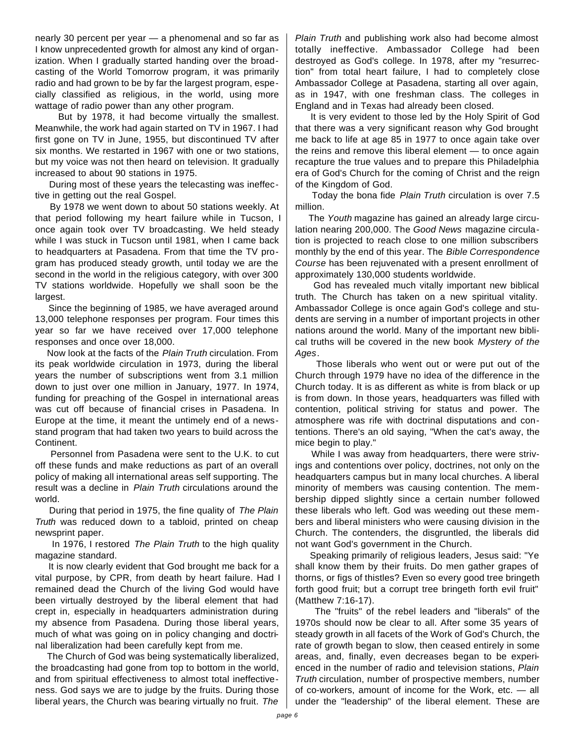nearly 30 percent per year — a phenomenal and so far as I know unprecedented growth for almost any kind of organization. When I gradually started handing over the broadcasting of the World Tomorrow program, it was primarily radio and had grown to be by far the largest program, especially classified as religious, in the world, using more wattage of radio power than any other program.

But by 1978, it had become virtually the smallest. Meanwhile, the work had again started on TV in 1967. I had first gone on TV in June, 1955, but discontinued TV after six months. We restarted in 1967 with one or two stations, but my voice was not then heard on television. It gradually increased to about 90 stations in 1975.

During most of these years the telecasting was ineffective in getting out the real Gospel.

By 1978 we went down to about 50 stations weekly. At that period following my heart failure while in Tucson, I once again took over TV broadcasting. We held steady while I was stuck in Tucson until 1981, when I came back to headquarters at Pasadena. From that time the TV program has produced steady growth, until today we are the second in the world in the religious category, with over 300 TV stations worldwide. Hopefully we shall soon be the largest.

Since the beginning of 1985, we have averaged around 13,000 telephone responses per program. Four times this year so far we have received over 17,000 telephone responses and once over 18,000.

Now look at the facts of the *Plain Truth* circulation. From its peak worldwide circulation in 1973, during the liberal years the number of subscriptions went from 3.1 million down to just over one million in January, 1977. In 1974, funding for preaching of the Gospel in international areas was cut off because of financial crises in Pasadena. In Europe at the time, it meant the untimely end of a newsstand program that had taken two years to build across the Continent.

Personnel from Pasadena were sent to the U.K. to cut off these funds and make reductions as part of an overall policy of making all international areas self supporting. The result was a decline in *Plain Truth* circulations around the world.

During that period in 1975, the fine quality of *The Plain Truth* was reduced down to a tabloid, printed on cheap newsprint paper.

In 1976, I restored *The Plain Truth* to the high quality magazine standard.

It is now clearly evident that God brought me back for a vital purpose, by CPR, from death by heart failure. Had I remained dead the Church of the living God would have been virtually destroyed by the liberal element that had crept in, especially in headquarters administration during my absence from Pasadena. During those liberal years, much of what was going on in policy changing and doctrinal liberalization had been carefully kept from me.

The Church of God was being systematically liberalized, the broadcasting had gone from top to bottom in the world, and from spiritual effectiveness to almost total ineffectiveness. God says we are to judge by the fruits. During those liberal years, the Church was bearing virtually no fruit. *The Plain Truth* and publishing work also had become almost totally ineffective. Ambassador College had been destroyed as God's college. In 1978, after my "resurrection" from total heart failure, I had to completely close Ambassador College at Pasadena, starting all over again, as in 1947, with one freshman class. The colleges in England and in Texas had already been closed.

It is very evident to those led by the Holy Spirit of God that there was a very significant reason why God brought me back to life at age 85 in 1977 to once again take over the reins and remove this liberal element — to once again recapture the true values and to prepare this Philadelphia era of God's Church for the coming of Christ and the reign of the Kingdom of God.

Today the bona fide *Plain Truth* circulation is over 7.5 million.

The *Youth* magazine has gained an already large circulation nearing 200,000. The *Good News* magazine circulation is projected to reach close to one million subscribers monthly by the end of this year. The *Bible Correspondence Course* has been rejuvenated with a present enrollment of approximately 130,000 students worldwide.

God has revealed much vitally important new biblical truth. The Church has taken on a new spiritual vitality. Ambassador College is once again God's college and students are serving in a number of important projects in other nations around the world. Many of the important new biblical truths will be covered in the new book *Mystery of the Ages*.

Those liberals who went out or were put out of the Church through 1979 have no idea of the difference in the Church today. It is as different as white is from black or up is from down. In those years, headquarters was filled with contention, political striving for status and power. The atmosphere was rife with doctrinal disputations and contentions. There's an old saying, "When the cat's away, the mice begin to play."

While I was away from headquarters, there were strivings and contentions over policy, doctrines, not only on the headquarters campus but in many local churches. A liberal minority of members was causing contention. The membership dipped slightly since a certain number followed these liberals who left. God was weeding out these members and liberal ministers who were causing division in the Church. The contenders, the disgruntled, the liberals did not want God's government in the Church.

Speaking primarily of religious leaders, Jesus said: "Ye shall know them by their fruits. Do men gather grapes of thorns, or figs of thistles? Even so every good tree bringeth forth good fruit; but a corrupt tree bringeth forth evil fruit" (Matthew 7:16-17).

The "fruits" of the rebel leaders and "liberals" of the 1970s should now be clear to all. After some 35 years of steady growth in all facets of the Work of God's Church, the rate of growth began to slow, then ceased entirely in some areas, and, finally, even decreases began to be experienced in the number of radio and television stations, *Plain Truth* circulation, number of prospective members, number of co-workers, amount of income for the Work, etc. — all under the "leadership" of the liberal element. These are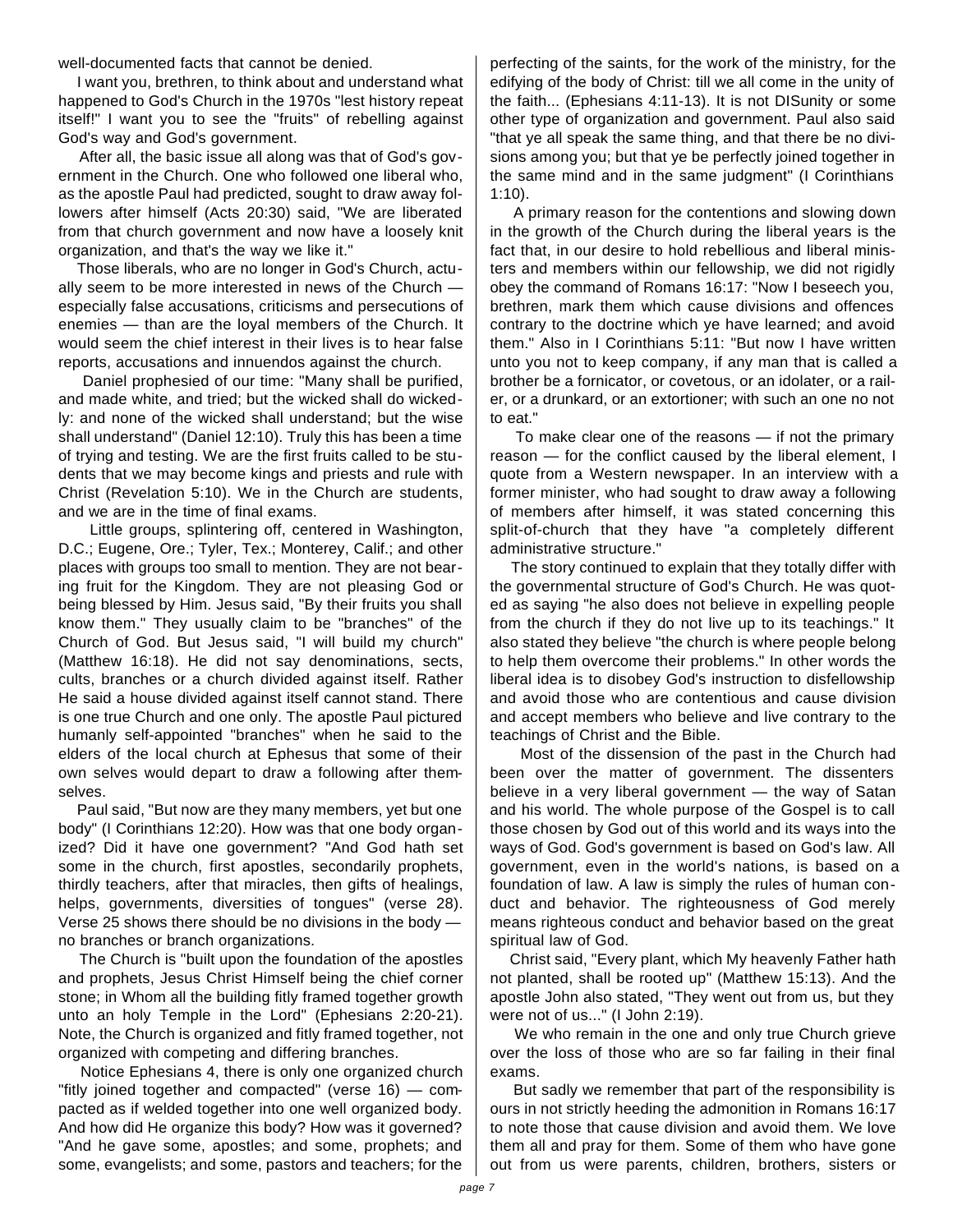well-documented facts that cannot be denied.

I want you, brethren, to think about and understand what happened to God's Church in the 1970s "lest history repeat itself!" I want you to see the "fruits" of rebelling against God's way and God's government.

After all, the basic issue all along was that of God's government in the Church. One who followed one liberal who, as the apostle Paul had predicted, sought to draw away followers after himself (Acts 20:30) said, "We are liberated from that church government and now have a loosely knit organization, and that's the way we like it."

Those liberals, who are no longer in God's Church, actually seem to be more interested in news of the Church — especially false accusations, criticisms and persecutions of enemies — than are the loyal members of the Church. It would seem the chief interest in their lives is to hear false reports, accusations and innuendos against the church.

Daniel prophesied of our time: "Many shall be purified, and made white, and tried; but the wicked shall do wickedly: and none of the wicked shall understand; but the wise shall understand" (Daniel 12:10). Truly this has been a time of trying and testing. We are the first fruits called to be students that we may become kings and priests and rule with Christ (Revelation 5:10). We in the Church are students, and we are in the time of final exams.

Little groups, splintering off, centered in Washington, D.C.; Eugene, Ore.; Tyler, Tex.; Monterey, Calif.; and other places with groups too small to mention. They are not bearing fruit for the Kingdom. They are not pleasing God or being blessed by Him. Jesus said, "By their fruits you shall know them." They usually claim to be "branches" of the Church of God. But Jesus said, "I will build my church" (Matthew 16:18). He did not say denominations, sects, cults, branches or a church divided against itself. Rather He said a house divided against itself cannot stand. There is one true Church and one only. The apostle Paul pictured humanly self-appointed "branches" when he said to the elders of the local church at Ephesus that some of their own selves would depart to draw a following after themselves.

Paul said, "But now are they many members, yet but one body" (I Corinthians 12:20). How was that one body organized? Did it have one government? "And God hath set some in the church, first apostles, secondarily prophets, thirdly teachers, after that miracles, then gifts of healings, helps, governments, diversities of tongues" (verse 28). Verse 25 shows there should be no divisions in the body — no branches or branch organizations.

The Church is "built upon the foundation of the apostles and prophets, Jesus Christ Himself being the chief corner stone; in Whom all the building fitly framed together growth unto an holy Temple in the Lord" (Ephesians 2:20-21). Note, the Church is organized and fitly framed together, not organized with competing and differing branches.

Notice Ephesians 4, there is only one organized church "fitly joined together and compacted" (verse 16) — compacted as if welded together into one well organized body. And how did He organize this body? How was it governed? "And he gave some, apostles; and some, prophets; and some, evangelists; and some, pastors and teachers; for the perfecting of the saints, for the work of the ministry, for the edifying of the body of Christ: till we all come in the unity of the faith... (Ephesians 4:11-13). It is not DISunity or some other type of organization and government. Paul also said "that ye all speak the same thing, and that there be no divisions among you; but that ye be perfectly joined together in the same mind and in the same judgment" (I Corinthians 1:10).

A primary reason for the contentions and slowing down in the growth of the Church during the liberal years is the fact that, in our desire to hold rebellious and liberal ministers and members within our fellowship, we did not rigidly obey the command of Romans 16:17: "Now I beseech you, brethren, mark them which cause divisions and offences contrary to the doctrine which ye have learned; and avoid them." Also in I Corinthians 5:11: "But now I have written unto you not to keep company, if any man that is called a brother be a fornicator, or covetous, or an idolater, or a railer, or a drunkard, or an extortioner; with such an one no not to eat."

To make clear one of the reasons — if not the primary reason — for the conflict caused by the liberal element, I quote from a Western newspaper. In an interview with a former minister, who had sought to draw away a following of members after himself, it was stated concerning this split-of-church that they have "a completely different administrative structure."

The story continued to explain that they totally differ with the governmental structure of God's Church. He was quoted as saying "he also does not believe in expelling people from the church if they do not live up to its teachings." It also stated they believe "the church is where people belong to help them overcome their problems." In other words the liberal idea is to disobey God's instruction to disfellowship and avoid those who are contentious and cause division and accept members who believe and live contrary to the teachings of Christ and the Bible.

Most of the dissension of the past in the Church had been over the matter of government. The dissenters believe in a very liberal government — the way of Satan and his world. The whole purpose of the Gospel is to call those chosen by God out of this world and its ways into the ways of God. God's government is based on God's law. All government, even in the world's nations, is based on a foundation of law. A law is simply the rules of human conduct and behavior. The righteousness of God merely means righteous conduct and behavior based on the great spiritual law of God.

Christ said, "Every plant, which My heavenly Father hath not planted, shall be rooted up" (Matthew 15:13). And the apostle John also stated, "They went out from us, but they were not of us..." (I John 2:19).

We who remain in the one and only true Church grieve over the loss of those who are so far failing in their final exams.

But sadly we remember that part of the responsibility is ours in not strictly heeding the admonition in Romans 16:17 to note those that cause division and avoid them. We love them all and pray for them. Some of them who have gone out from us were parents, children, brothers, sisters or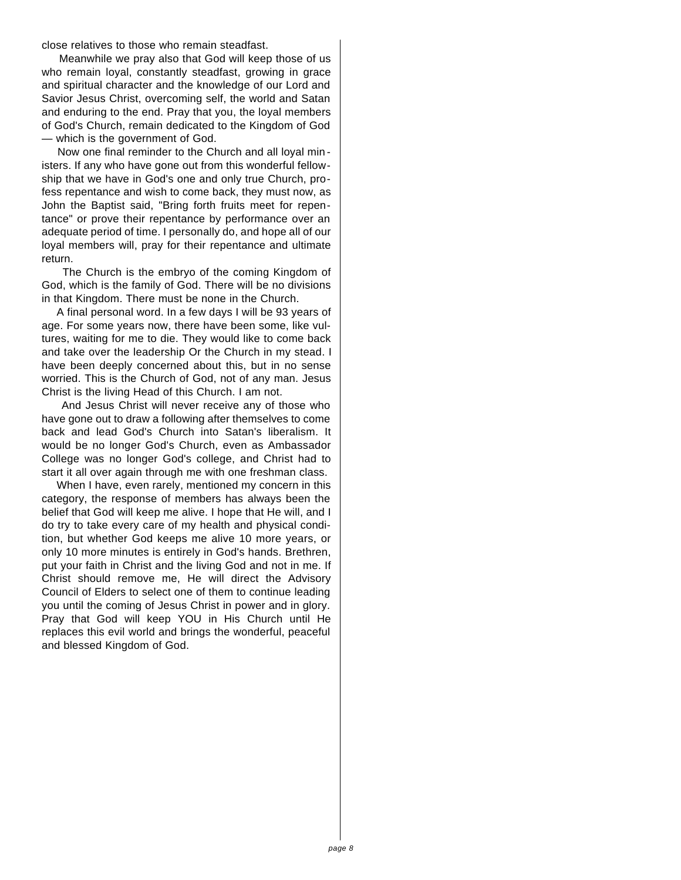close relatives to those who remain steadfast.

Meanwhile we pray also that God will keep those of us who remain loyal, constantly steadfast, growing in grace and spiritual character and the knowledge of our Lord and Savior Jesus Christ, overcoming self, the world and Satan and enduring to the end. Pray that you, the loyal members of God's Church, remain dedicated to the Kingdom of God — which is the government of God.

Now one final reminder to the Church and all loyal ministers. If any who have gone out from this wonderful fellowship that we have in God's one and only true Church, profess repentance and wish to come back, they must now, as John the Baptist said, "Bring forth fruits meet for repentance" or prove their repentance by performance over an adequate period of time. I personally do, and hope all of our loyal members will, pray for their repentance and ultimate return.

The Church is the embryo of the coming Kingdom of God, which is the family of God. There will be no divisions in that Kingdom. There must be none in the Church.

A final personal word. In a few days I will be 93 years of age. For some years now, there have been some, like vultures, waiting for me to die. They would like to come back and take over the leadership Or the Church in my stead. I have been deeply concerned about this, but in no sense worried. This is the Church of God, not of any man. Jesus Christ is the living Head of this Church. I am not.

And Jesus Christ will never receive any of those who have gone out to draw a following after themselves to come back and lead God's Church into Satan's liberalism. It would be no longer God's Church, even as Ambassador College was no longer God's college, and Christ had to start it all over again through me with one freshman class.

When I have, even rarely, mentioned my concern in this category, the response of members has always been the belief that God will keep me alive. I hope that He will, and I do try to take every care of my health and physical condition, but whether God keeps me alive 10 more years, or only 10 more minutes is entirely in God's hands. Brethren, put your faith in Christ and the living God and not in me. If Christ should remove me, He will direct the Advisory Council of Elders to select one of them to continue leading you until the coming of Jesus Christ in power and in glory. Pray that God will keep YOU in His Church until He replaces this evil world and brings the wonderful, peaceful and blessed Kingdom of God.